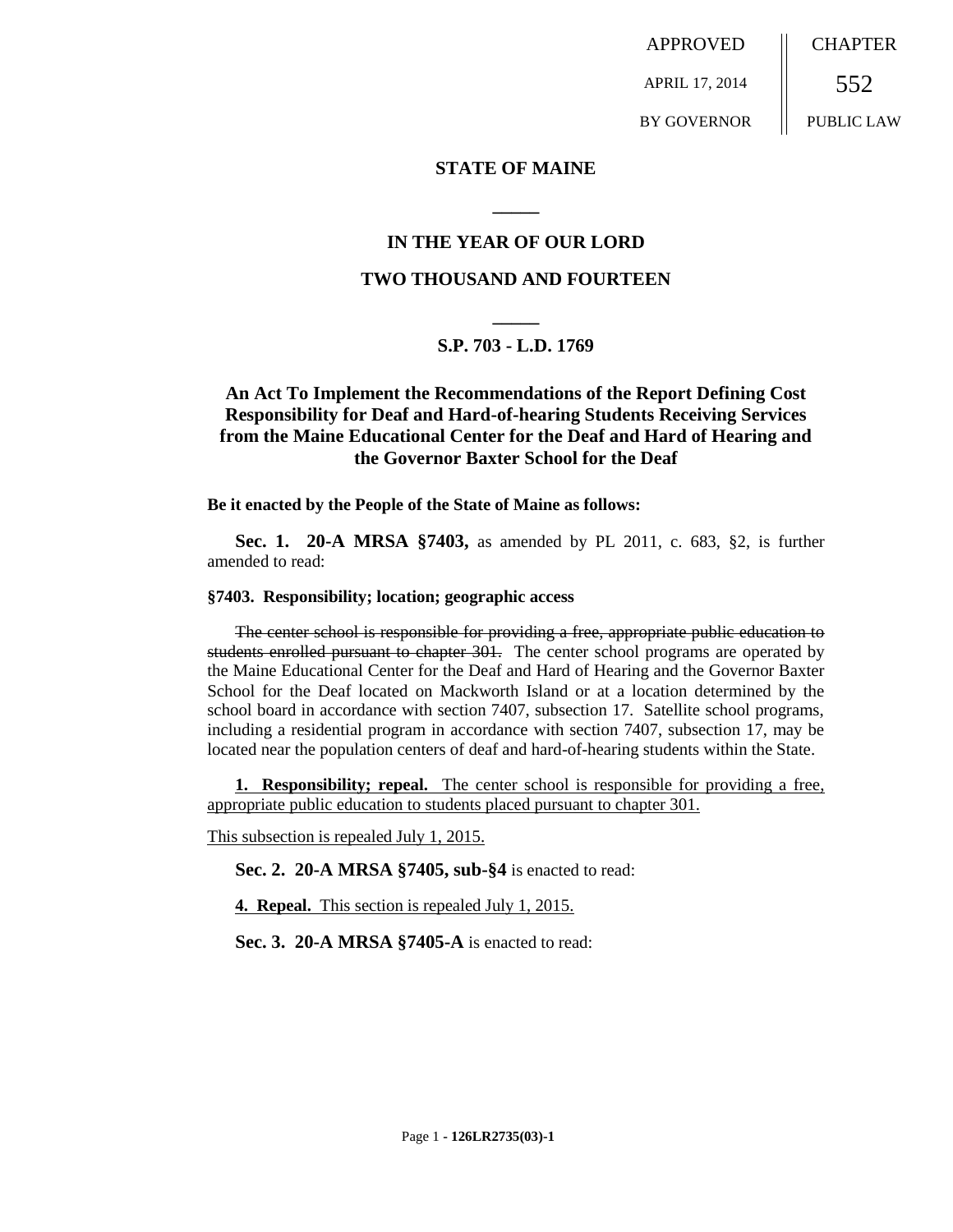APPROVED | CHAPTER
---|---
APRIL 17, 2014 | 552
BY GOVERNOR | PUBLIC LAW

**STATE OF MAINE**

**IN THE YEAR OF OUR LORD**

**TWO THOUSAND AND FOURTEEN**

**S.P. 703 - L.D. 1769**

**An Act To Implement the Recommendations of the Report Defining Cost Responsibility for Deaf and Hard-of-hearing Students Receiving Services from the Maine Educational Center for the Deaf and Hard of Hearing and the Governor Baxter School for the Deaf**

**Be it enacted by the People of the State of Maine as follows:**

**Sec. 1. 20-A MRSA §7403,** as amended by PL 2011, c. 683, §2, is further amended to read:

**§7403. Responsibility; location; geographic access**

~~The center school is responsible for providing a free, appropriate public education to students enrolled pursuant to chapter 301.~~ The center school programs are operated by the Maine Educational Center for the Deaf and Hard of Hearing and the Governor Baxter School for the Deaf located on Mackworth Island or at a location determined by the school board in accordance with section 7407, subsection 17. Satellite school programs, including a residential program in accordance with section 7407, subsection 17, may be located near the population centers of deaf and hard-of-hearing students within the State.

<u>**1. Responsibility; repeal.** The center school is responsible for providing a free, appropriate public education to students placed pursuant to chapter 301.</u>

<u>This subsection is repealed July 1, 2015.</u>

**Sec. 2. 20-A MRSA §7405, sub-§4** is enacted to read:

<u>**4. Repeal.** This section is repealed July 1, 2015.</u>

**Sec. 3. 20-A MRSA §7405-A** is enacted to read: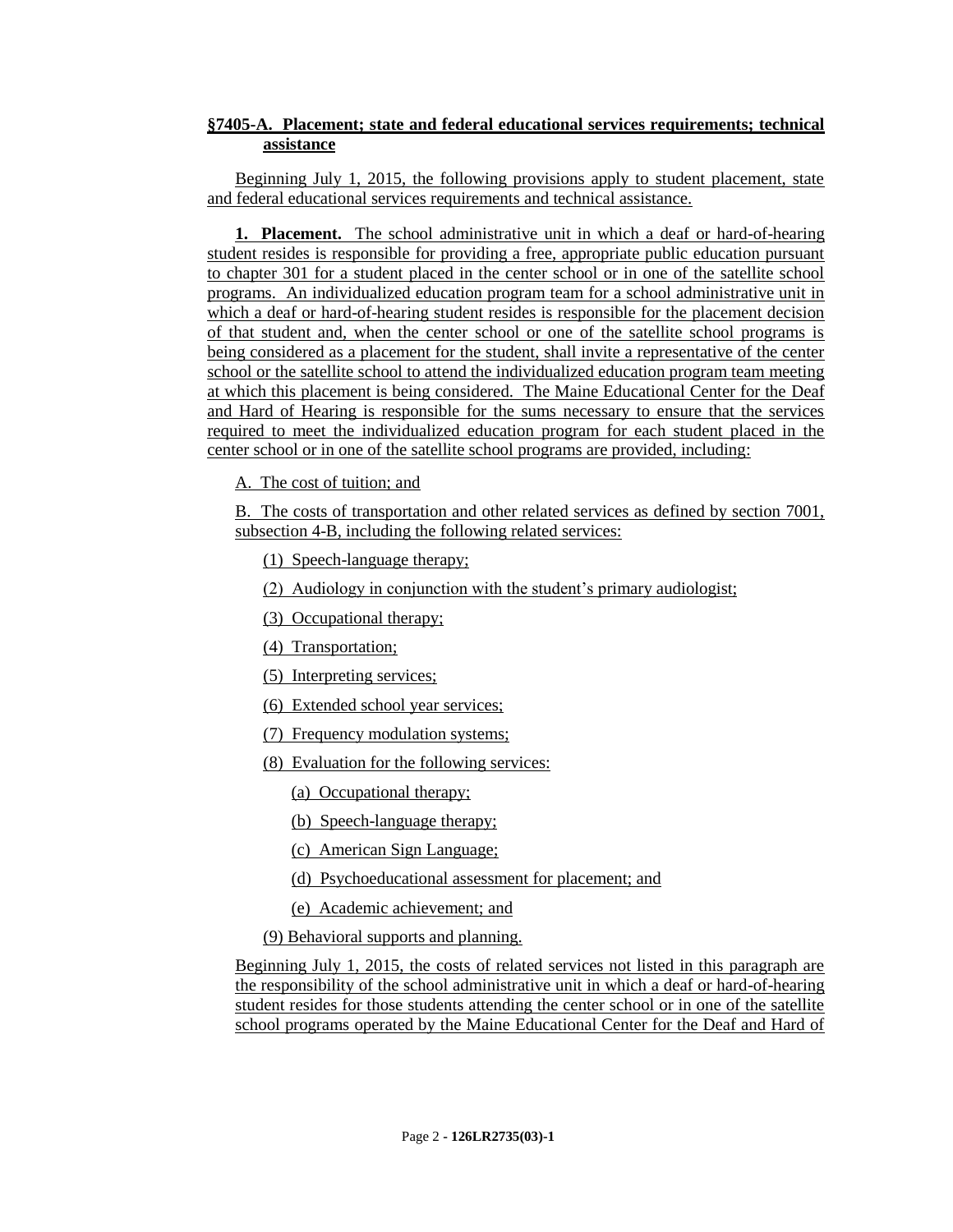**§7405-A. Placement; state and federal educational services requirements; technical assistance**

Beginning July 1, 2015, the following provisions apply to student placement, state and federal educational services requirements and technical assistance.

**1. Placement.** The school administrative unit in which a deaf or hard-of-hearing student resides is responsible for providing a free, appropriate public education pursuant to chapter 301 for a student placed in the center school or in one of the satellite school programs. An individualized education program team for a school administrative unit in which a deaf or hard-of-hearing student resides is responsible for the placement decision of that student and, when the center school or one of the satellite school programs is being considered as a placement for the student, shall invite a representative of the center school or the satellite school to attend the individualized education program team meeting at which this placement is being considered. The Maine Educational Center for the Deaf and Hard of Hearing is responsible for the sums necessary to ensure that the services required to meet the individualized education program for each student placed in the center school or in one of the satellite school programs are provided, including:

A. The cost of tuition; and

B. The costs of transportation and other related services as defined by section 7001, subsection 4-B, including the following related services:

(1) Speech-language therapy;

(2) Audiology in conjunction with the student's primary audiologist;

(3) Occupational therapy;

(4) Transportation;

(5) Interpreting services;

(6) Extended school year services;

(7) Frequency modulation systems;

(8) Evaluation for the following services:

(a) Occupational therapy;

(b) Speech-language therapy;

(c) American Sign Language;

(d) Psychoeducational assessment for placement; and

(e) Academic achievement; and

(9) Behavioral supports and planning.

Beginning July 1, 2015, the costs of related services not listed in this paragraph are the responsibility of the school administrative unit in which a deaf or hard-of-hearing student resides for those students attending the center school or in one of the satellite school programs operated by the Maine Educational Center for the Deaf and Hard of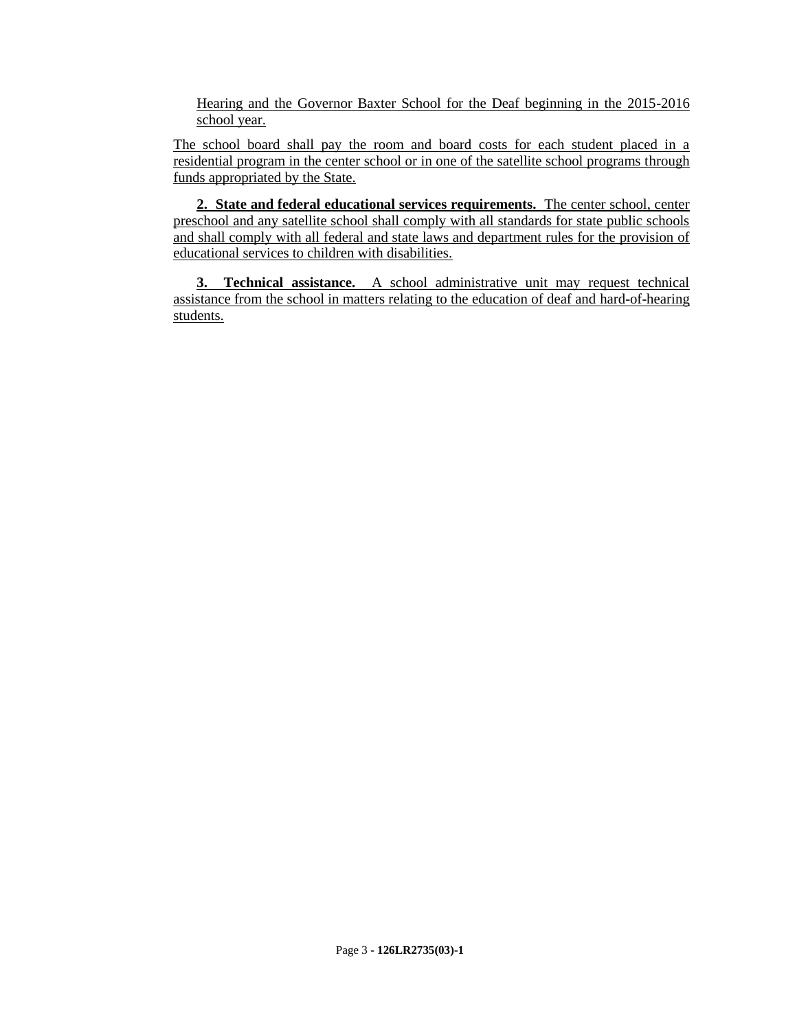Hearing and the Governor Baxter School for the Deaf beginning in the 2015-2016 school year.

The school board shall pay the room and board costs for each student placed in a residential program in the center school or in one of the satellite school programs through funds appropriated by the State.

**2. State and federal educational services requirements.** The center school, center preschool and any satellite school shall comply with all standards for state public schools and shall comply with all federal and state laws and department rules for the provision of educational services to children with disabilities.

**3. Technical assistance.** A school administrative unit may request technical assistance from the school in matters relating to the education of deaf and hard-of-hearing students.